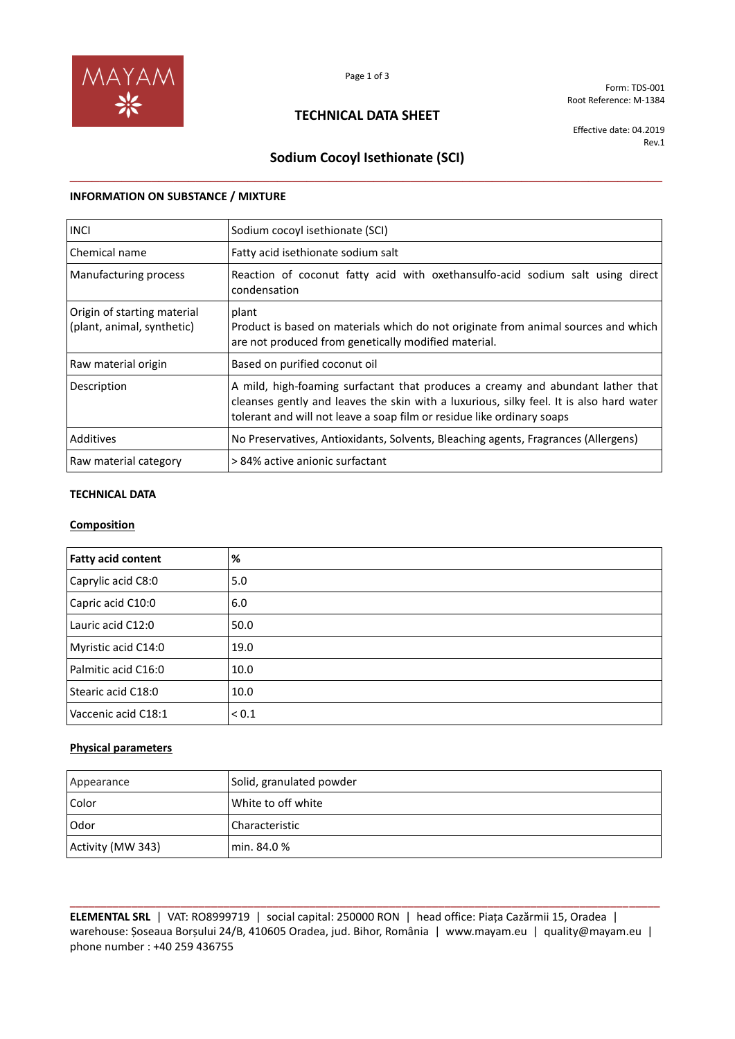Form: TDS-001
Root Reference: M-1384

# TECHNICAL DATA SHEET

Effective date: 04.2019
Rev.1

## Sodium Cocoyl Isethionate (SCI)

### INFORMATION ON SUBSTANCE / MIXTURE

| | |
|---|---|
| INCI | Sodium cocoyl isethionate (SCI) |
| Chemical name | Fatty acid isethionate sodium salt |
| Manufacturing process | Reaction of coconut fatty acid with oxethansulfo-acid sodium salt using direct condensation |
| Origin of starting material (plant, animal, synthetic) | plant<br>Product is based on materials which do not originate from animal sources and which are not produced from genetically modified material. |
| Raw material origin | Based on purified coconut oil |
| Description | A mild, high-foaming surfactant that produces a creamy and abundant lather that cleanses gently and leaves the skin with a luxurious, silky feel. It is also hard water tolerant and will not leave a soap film or residue like ordinary soaps |
| Additives | No Preservatives, Antioxidants, Solvents, Bleaching agents, Fragrances (Allergens) |
| Raw material category | > 84% active anionic surfactant |

### TECHNICAL DATA

#### Composition

| Fatty acid content | % |
|---|---|
| Caprylic acid C8:0 | 5.0 |
| Capric acid C10:0 | 6.0 |
| Lauric acid C12:0 | 50.0 |
| Myristic acid C14:0 | 19.0 |
| Palmitic acid C16:0 | 10.0 |
| Stearic acid C18:0 | 10.0 |
| Vaccenic acid C18:1 | < 0.1 |

#### Physical parameters

| | |
|---|---|
| Appearance | Solid, granulated powder |
| Color | White to off white |
| Odor | Characteristic |
| Activity (MW 343) | min. 84.0 % |

**ELEMENTAL SRL** | VAT: RO8999719 | social capital: 250000 RON | head office: Piața Cazărmii 15, Oradea | warehouse: Șoseaua Borșului 24/B, 410605 Oradea, jud. Bihor, România | www.mayam.eu | quality@mayam.eu | phone number : +40 259 436755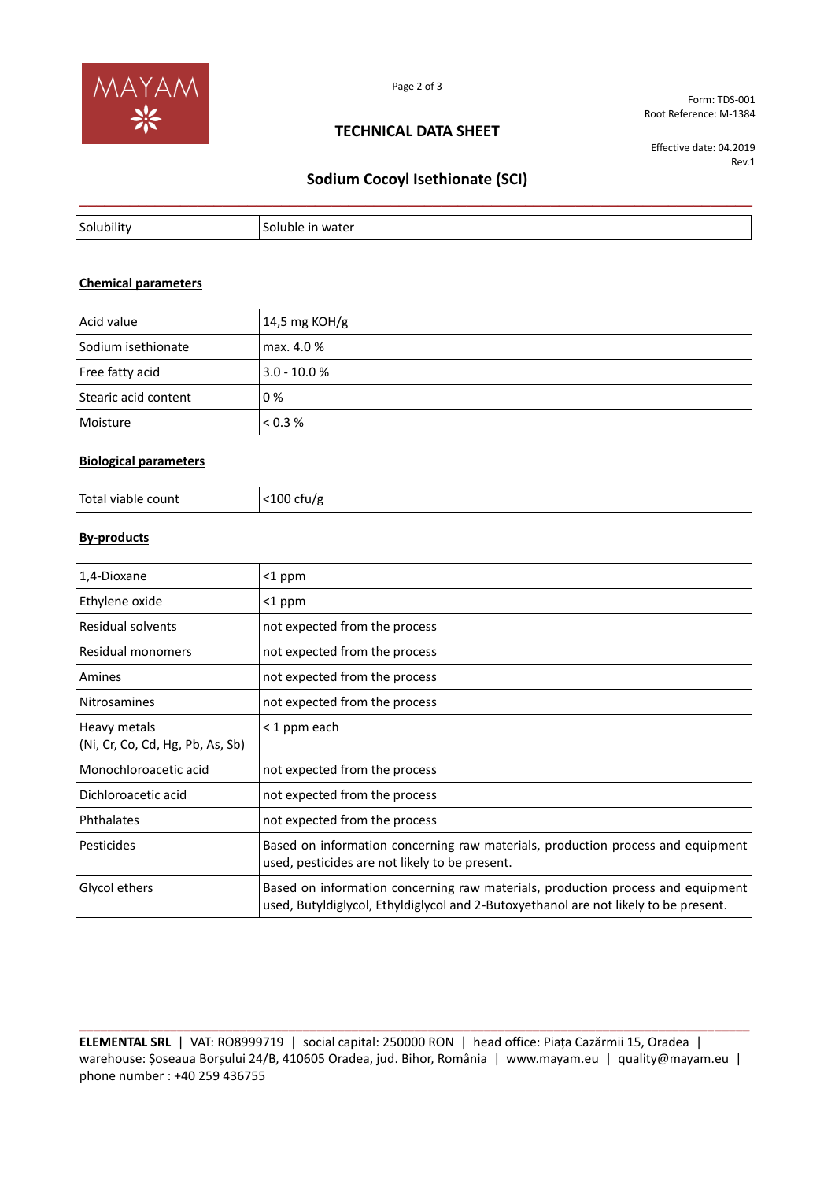| Solubility | Soluble in water |
|---|---|

**Chemical parameters**

| Acid value | 14,5 mg KOH/g |
|---|---|
| Sodium isethionate | max. 4.0 % |
| Free fatty acid | 3.0 - 10.0 % |
| Stearic acid content | 0 % |
| Moisture | < 0.3 % |

**Biological parameters**

| Total viable count | <100 cfu/g |
|---|---|

**By-products**

| 1,4-Dioxane | <1 ppm |
|---|---|
| Ethylene oxide | <1 ppm |
| Residual solvents | not expected from the process |
| Residual monomers | not expected from the process |
| Amines | not expected from the process |
| Nitrosamines | not expected from the process |
| Heavy metals (Ni, Cr, Co, Cd, Hg, Pb, As, Sb) | < 1 ppm each |
| Monochloroacetic acid | not expected from the process |
| Dichloroacetic acid | not expected from the process |
| Phthalates | not expected from the process |
| Pesticides | Based on information concerning raw materials, production process and equipment used, pesticides are not likely to be present. |
| Glycol ethers | Based on information concerning raw materials, production process and equipment used, Butyldiglycol, Ethyldiglycol and 2-Butoxyethanol are not likely to be present. |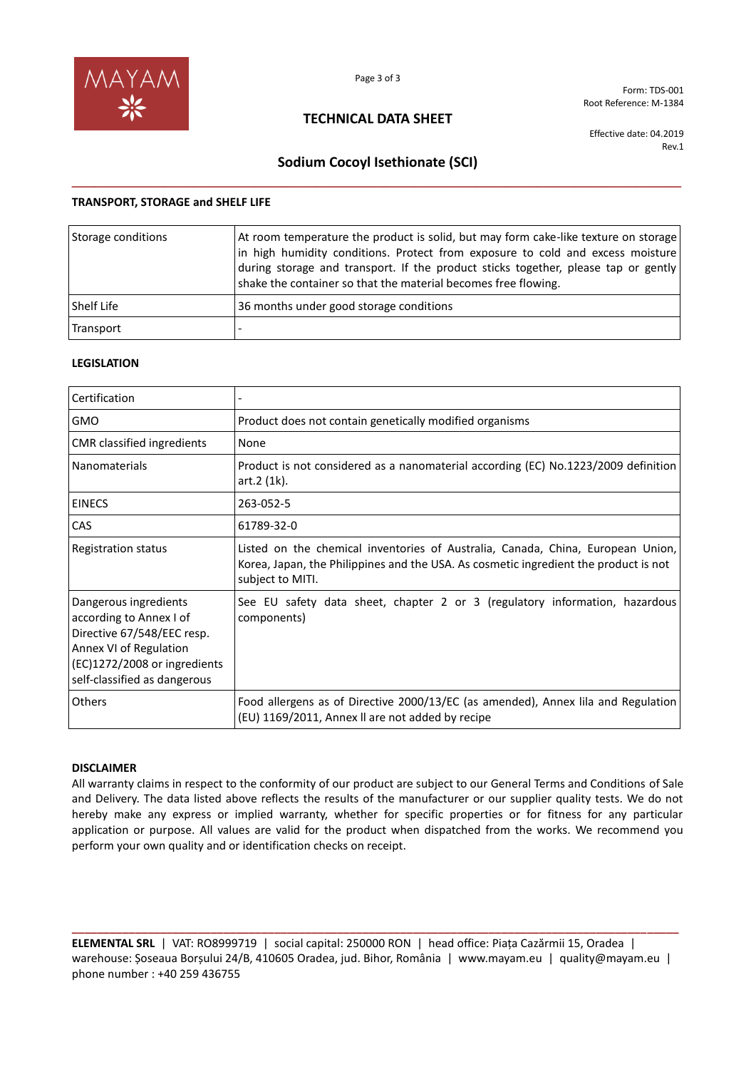Form: TDS-001
Root Reference: M-1384

# TECHNICAL DATA SHEET

Effective date: 04.2019
Rev.1

## Sodium Cocoyl Isethionate (SCI)

### TRANSPORT, STORAGE and SHELF LIFE

| | |
|---|---|
| Storage conditions | At room temperature the product is solid, but may form cake-like texture on storage in high humidity conditions. Protect from exposure to cold and excess moisture during storage and transport. If the product sticks together, please tap or gently shake the container so that the material becomes free flowing. |
| Shelf Life | 36 months under good storage conditions |
| Transport | - |

### LEGISLATION

| | |
|---|---|
| Certification | - |
| GMO | Product does not contain genetically modified organisms |
| CMR classified ingredients | None |
| Nanomaterials | Product is not considered as a nanomaterial according (EC) No.1223/2009 definition art.2 (1k). |
| EINECS | 263-052-5 |
| CAS | 61789-32-0 |
| Registration status | Listed on the chemical inventories of Australia, Canada, China, European Union, Korea, Japan, the Philippines and the USA. As cosmetic ingredient the product is not subject to MITI. |
| Dangerous ingredients according to Annex I of Directive 67/548/EEC resp. Annex VI of Regulation (EC)1272/2008 or ingredients self-classified as dangerous | See EU safety data sheet, chapter 2 or 3 (regulatory information, hazardous components) |
| Others | Food allergens as of Directive 2000/13/EC (as amended), Annex lila and Regulation (EU) 1169/2011, Annex ll are not added by recipe |

### DISCLAIMER

All warranty claims in respect to the conformity of our product are subject to our General Terms and Conditions of Sale and Delivery. The data listed above reflects the results of the manufacturer or our supplier quality tests. We do not hereby make any express or implied warranty, whether for specific properties or for fitness for any particular application or purpose. All values are valid for the product when dispatched from the works. We recommend you perform your own quality and or identification checks on receipt.

**ELEMENTAL SRL** | VAT: RO8999719 | social capital: 250000 RON | head office: Piața Cazărmii 15, Oradea | warehouse: Șoseaua Borșului 24/B, 410605 Oradea, jud. Bihor, România | www.mayam.eu | quality@mayam.eu | phone number : +40 259 436755